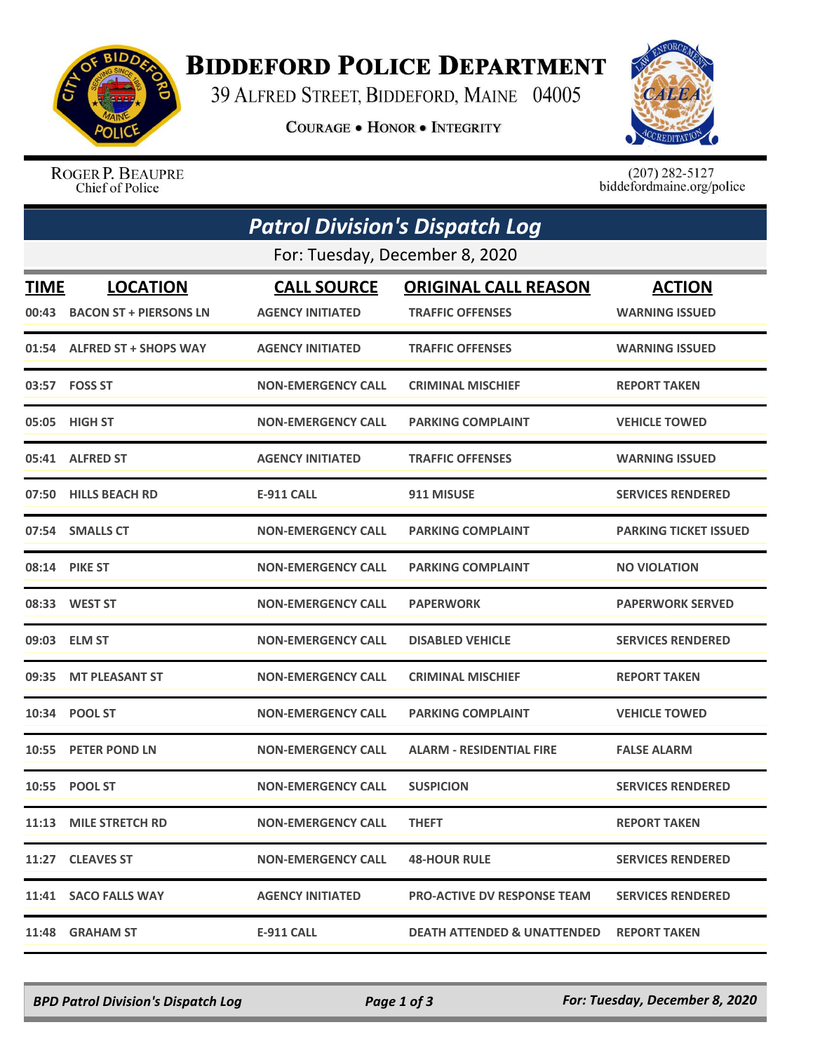# Biddeford Police Department

39 Alfred Street, Biddeford, Maine 04005

Courage • Honor • Integrity

Roger P. Beaupre
Chief of Police

(207) 282-5127
biddefordmaine.org/police

## *Patrol Division's Dispatch Log*

For: Tuesday, December 8, 2020

| TIME | LOCATION | CALL SOURCE | ORIGINAL CALL REASON | ACTION |
|---|---|---|---|---|
| 00:43 | BACON ST + PIERSONS LN | AGENCY INITIATED | TRAFFIC OFFENSES | WARNING ISSUED |
| 01:54 | ALFRED ST + SHOPS WAY | AGENCY INITIATED | TRAFFIC OFFENSES | WARNING ISSUED |
| 03:57 | FOSS ST | NON-EMERGENCY CALL | CRIMINAL MISCHIEF | REPORT TAKEN |
| 05:05 | HIGH ST | NON-EMERGENCY CALL | PARKING COMPLAINT | VEHICLE TOWED |
| 05:41 | ALFRED ST | AGENCY INITIATED | TRAFFIC OFFENSES | WARNING ISSUED |
| 07:50 | HILLS BEACH RD | E-911 CALL | 911 MISUSE | SERVICES RENDERED |
| 07:54 | SMALLS CT | NON-EMERGENCY CALL | PARKING COMPLAINT | PARKING TICKET ISSUED |
| 08:14 | PIKE ST | NON-EMERGENCY CALL | PARKING COMPLAINT | NO VIOLATION |
| 08:33 | WEST ST | NON-EMERGENCY CALL | PAPERWORK | PAPERWORK SERVED |
| 09:03 | ELM ST | NON-EMERGENCY CALL | DISABLED VEHICLE | SERVICES RENDERED |
| 09:35 | MT PLEASANT ST | NON-EMERGENCY CALL | CRIMINAL MISCHIEF | REPORT TAKEN |
| 10:34 | POOL ST | NON-EMERGENCY CALL | PARKING COMPLAINT | VEHICLE TOWED |
| 10:55 | PETER POND LN | NON-EMERGENCY CALL | ALARM - RESIDENTIAL FIRE | FALSE ALARM |
| 10:55 | POOL ST | NON-EMERGENCY CALL | SUSPICION | SERVICES RENDERED |
| 11:13 | MILE STRETCH RD | NON-EMERGENCY CALL | THEFT | REPORT TAKEN |
| 11:27 | CLEAVES ST | NON-EMERGENCY CALL | 48-HOUR RULE | SERVICES RENDERED |
| 11:41 | SACO FALLS WAY | AGENCY INITIATED | PRO-ACTIVE DV RESPONSE TEAM | SERVICES RENDERED |
| 11:48 | GRAHAM ST | E-911 CALL | DEATH ATTENDED & UNATTENDED | REPORT TAKEN |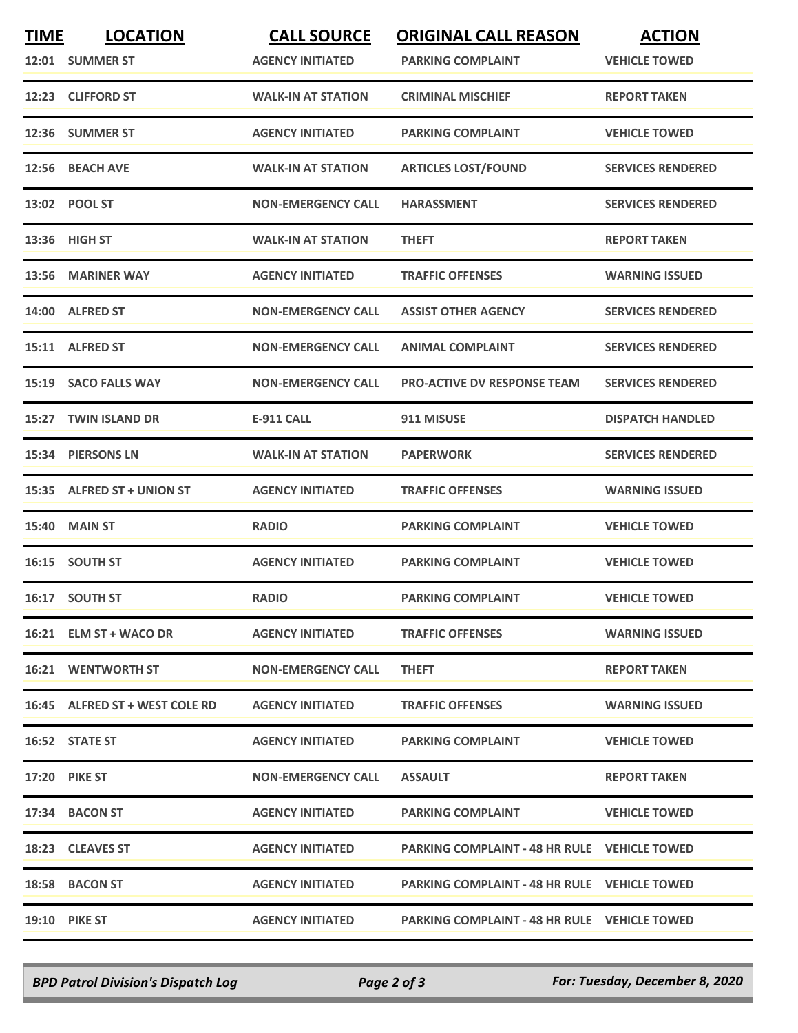| TIME | LOCATION | CALL SOURCE | ORIGINAL CALL REASON | ACTION |
|---|---|---|---|---|
| 12:01 | SUMMER ST | AGENCY INITIATED | PARKING COMPLAINT | VEHICLE TOWED |
| 12:23 | CLIFFORD ST | WALK-IN AT STATION | CRIMINAL MISCHIEF | REPORT TAKEN |
| 12:36 | SUMMER ST | AGENCY INITIATED | PARKING COMPLAINT | VEHICLE TOWED |
| 12:56 | BEACH AVE | WALK-IN AT STATION | ARTICLES LOST/FOUND | SERVICES RENDERED |
| 13:02 | POOL ST | NON-EMERGENCY CALL | HARASSMENT | SERVICES RENDERED |
| 13:36 | HIGH ST | WALK-IN AT STATION | THEFT | REPORT TAKEN |
| 13:56 | MARINER WAY | AGENCY INITIATED | TRAFFIC OFFENSES | WARNING ISSUED |
| 14:00 | ALFRED ST | NON-EMERGENCY CALL | ASSIST OTHER AGENCY | SERVICES RENDERED |
| 15:11 | ALFRED ST | NON-EMERGENCY CALL | ANIMAL COMPLAINT | SERVICES RENDERED |
| 15:19 | SACO FALLS WAY | NON-EMERGENCY CALL | PRO-ACTIVE DV RESPONSE TEAM | SERVICES RENDERED |
| 15:27 | TWIN ISLAND DR | E-911 CALL | 911 MISUSE | DISPATCH HANDLED |
| 15:34 | PIERSONS LN | WALK-IN AT STATION | PAPERWORK | SERVICES RENDERED |
| 15:35 | ALFRED ST + UNION ST | AGENCY INITIATED | TRAFFIC OFFENSES | WARNING ISSUED |
| 15:40 | MAIN ST | RADIO | PARKING COMPLAINT | VEHICLE TOWED |
| 16:15 | SOUTH ST | AGENCY INITIATED | PARKING COMPLAINT | VEHICLE TOWED |
| 16:17 | SOUTH ST | RADIO | PARKING COMPLAINT | VEHICLE TOWED |
| 16:21 | ELM ST + WACO DR | AGENCY INITIATED | TRAFFIC OFFENSES | WARNING ISSUED |
| 16:21 | WENTWORTH ST | NON-EMERGENCY CALL | THEFT | REPORT TAKEN |
| 16:45 | ALFRED ST + WEST COLE RD | AGENCY INITIATED | TRAFFIC OFFENSES | WARNING ISSUED |
| 16:52 | STATE ST | AGENCY INITIATED | PARKING COMPLAINT | VEHICLE TOWED |
| 17:20 | PIKE ST | NON-EMERGENCY CALL | ASSAULT | REPORT TAKEN |
| 17:34 | BACON ST | AGENCY INITIATED | PARKING COMPLAINT | VEHICLE TOWED |
| 18:23 | CLEAVES ST | AGENCY INITIATED | PARKING COMPLAINT - 48 HR RULE | VEHICLE TOWED |
| 18:58 | BACON ST | AGENCY INITIATED | PARKING COMPLAINT - 48 HR RULE | VEHICLE TOWED |
| 19:10 | PIKE ST | AGENCY INITIATED | PARKING COMPLAINT - 48 HR RULE | VEHICLE TOWED |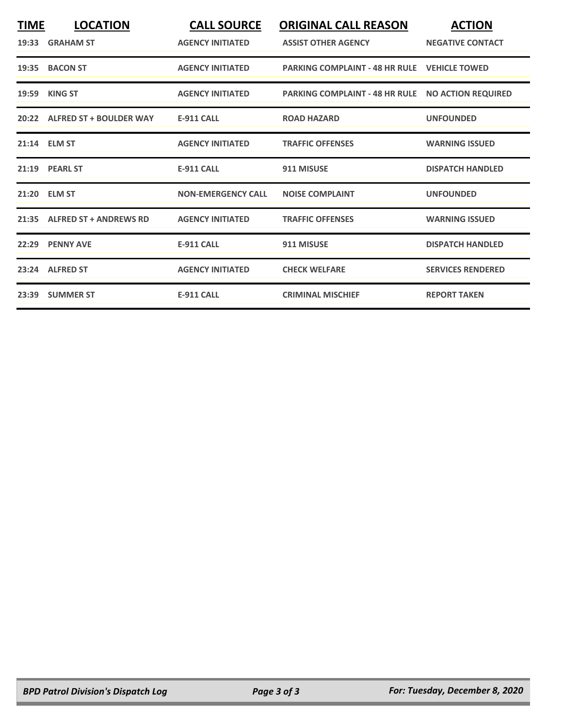| TIME | LOCATION | CALL SOURCE | ORIGINAL CALL REASON | ACTION |
|---|---|---|---|---|
| 19:33 | GRAHAM ST | AGENCY INITIATED | ASSIST OTHER AGENCY | NEGATIVE CONTACT |
| 19:35 | BACON ST | AGENCY INITIATED | PARKING COMPLAINT - 48 HR RULE | VEHICLE TOWED |
| 19:59 | KING ST | AGENCY INITIATED | PARKING COMPLAINT - 48 HR RULE | NO ACTION REQUIRED |
| 20:22 | ALFRED ST + BOULDER WAY | E-911 CALL | ROAD HAZARD | UNFOUNDED |
| 21:14 | ELM ST | AGENCY INITIATED | TRAFFIC OFFENSES | WARNING ISSUED |
| 21:19 | PEARL ST | E-911 CALL | 911 MISUSE | DISPATCH HANDLED |
| 21:20 | ELM ST | NON-EMERGENCY CALL | NOISE COMPLAINT | UNFOUNDED |
| 21:35 | ALFRED ST + ANDREWS RD | AGENCY INITIATED | TRAFFIC OFFENSES | WARNING ISSUED |
| 22:29 | PENNY AVE | E-911 CALL | 911 MISUSE | DISPATCH HANDLED |
| 23:24 | ALFRED ST | AGENCY INITIATED | CHECK WELFARE | SERVICES RENDERED |
| 23:39 | SUMMER ST | E-911 CALL | CRIMINAL MISCHIEF | REPORT TAKEN |